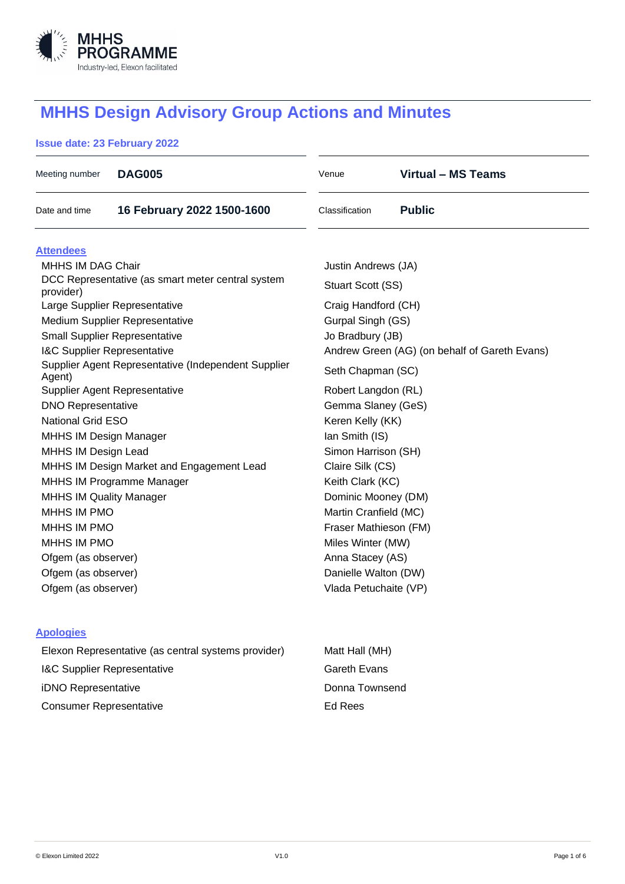MHHS PROGRAMME
Industry-led, Elexon facilitated

# MHHS Design Advisory Group Actions and Minutes

**Issue date: 23 February 2022**

| | | | |
|---|---|---|---|
| Meeting number | **DAG005** | Venue | **Virtual – MS Teams** |
| Date and time | **16 February 2022 1500-1600** | Classification | **Public** |

## Attendees

| | |
|---|---|
| MHHS IM DAG Chair | Justin Andrews (JA) |
| DCC Representative (as smart meter central system provider) | Stuart Scott (SS) |
| Large Supplier Representative | Craig Handford (CH) |
| Medium Supplier Representative | Gurpal Singh (GS) |
| Small Supplier Representative | Jo Bradbury (JB) |
| I&C Supplier Representative | Andrew Green (AG) (on behalf of Gareth Evans) |
| Supplier Agent Representative (Independent Supplier Agent) | Seth Chapman (SC) |
| Supplier Agent Representative | Robert Langdon (RL) |
| DNO Representative | Gemma Slaney (GeS) |
| National Grid ESO | Keren Kelly (KK) |
| MHHS IM Design Manager | Ian Smith (IS) |
| MHHS IM Design Lead | Simon Harrison (SH) |
| MHHS IM Design Market and Engagement Lead | Claire Silk (CS) |
| MHHS IM Programme Manager | Keith Clark (KC) |
| MHHS IM Quality Manager | Dominic Mooney (DM) |
| MHHS IM PMO | Martin Cranfield (MC) |
| MHHS IM PMO | Fraser Mathieson (FM) |
| MHHS IM PMO | Miles Winter (MW) |
| Ofgem (as observer) | Anna Stacey (AS) |
| Ofgem (as observer) | Danielle Walton (DW) |
| Ofgem (as observer) | Vlada Petuchaite (VP) |

## Apologies

| | |
|---|---|
| Elexon Representative (as central systems provider) | Matt Hall (MH) |
| I&C Supplier Representative | Gareth Evans |
| iDNO Representative | Donna Townsend |
| Consumer Representative | Ed Rees |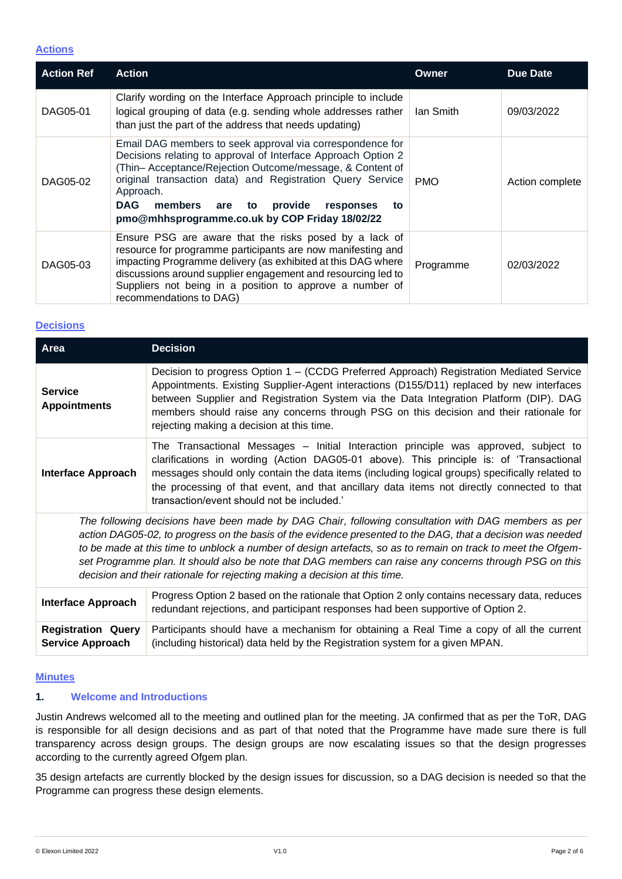## Actions

| Action Ref | Action | Owner | Due Date |
|---|---|---|---|
| DAG05-01 | Clarify wording on the Interface Approach principle to include logical grouping of data (e.g. sending whole addresses rather than just the part of the address that needs updating) | Ian Smith | 09/03/2022 |
| DAG05-02 | Email DAG members to seek approval via correspondence for Decisions relating to approval of Interface Approach Option 2 (Thin– Acceptance/Rejection Outcome/message, & Content of original transaction data) and Registration Query Service Approach. **DAG members are to provide responses to pmo@mhhsprogramme.co.uk by COP Friday 18/02/22** | PMO | Action complete |
| DAG05-03 | Ensure PSG are aware that the risks posed by a lack of resource for programme participants are now manifesting and impacting Programme delivery (as exhibited at this DAG where discussions around supplier engagement and resourcing led to Suppliers not being in a position to approve a number of recommendations to DAG) | Programme | 02/03/2022 |

## Decisions

| Area | Decision |
|---|---|
| **Service Appointments** | Decision to progress Option 1 – (CCDG Preferred Approach) Registration Mediated Service Appointments. Existing Supplier-Agent interactions (D155/D11) replaced by new interfaces between Supplier and Registration System via the Data Integration Platform (DIP). DAG members should raise any concerns through PSG on this decision and their rationale for rejecting making a decision at this time. |
| **Interface Approach** | The Transactional Messages – Initial Interaction principle was approved, subject to clarifications in wording (Action DAG05-01 above). This principle is: of 'Transactional messages should only contain the data items (including logical groups) specifically related to the processing of that event, and that ancillary data items not directly connected to that transaction/event should not be included.' |
| *The following decisions have been made by DAG Chair, following consultation with DAG members as per action DAG05-02, to progress on the basis of the evidence presented to the DAG, that a decision was needed to be made at this time to unblock a number of design artefacts, so as to remain on track to meet the Ofgem-set Programme plan. It should also be note that DAG members can raise any concerns through PSG on this decision and their rationale for rejecting making a decision at this time.* | |
| **Interface Approach** | Progress Option 2 based on the rationale that Option 2 only contains necessary data, reduces redundant rejections, and participant responses had been supportive of Option 2. |
| **Registration Query Service Approach** | Participants should have a mechanism for obtaining a Real Time a copy of all the current (including historical) data held by the Registration system for a given MPAN. |

## Minutes

### 1. Welcome and Introductions

Justin Andrews welcomed all to the meeting and outlined plan for the meeting. JA confirmed that as per the ToR, DAG is responsible for all design decisions and as part of that noted that the Programme have made sure there is full transparency across design groups. The design groups are now escalating issues so that the design progresses according to the currently agreed Ofgem plan.

35 design artefacts are currently blocked by the design issues for discussion, so a DAG decision is needed so that the Programme can progress these design elements.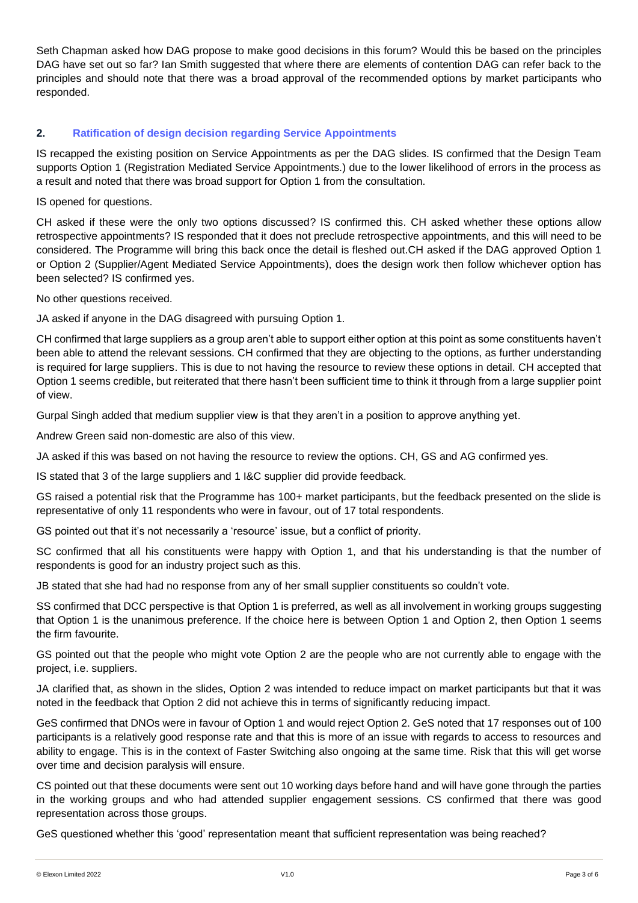Seth Chapman asked how DAG propose to make good decisions in this forum? Would this be based on the principles DAG have set out so far? Ian Smith suggested that where there are elements of contention DAG can refer back to the principles and should note that there was a broad approval of the recommended options by market participants who responded.

## 2. Ratification of design decision regarding Service Appointments

IS recapped the existing position on Service Appointments as per the DAG slides. IS confirmed that the Design Team supports Option 1 (Registration Mediated Service Appointments.) due to the lower likelihood of errors in the process as a result and noted that there was broad support for Option 1 from the consultation.

IS opened for questions.

CH asked if these were the only two options discussed? IS confirmed this. CH asked whether these options allow retrospective appointments? IS responded that it does not preclude retrospective appointments, and this will need to be considered. The Programme will bring this back once the detail is fleshed out.CH asked if the DAG approved Option 1 or Option 2 (Supplier/Agent Mediated Service Appointments), does the design work then follow whichever option has been selected? IS confirmed yes.

No other questions received.

JA asked if anyone in the DAG disagreed with pursuing Option 1.

CH confirmed that large suppliers as a group aren't able to support either option at this point as some constituents haven't been able to attend the relevant sessions. CH confirmed that they are objecting to the options, as further understanding is required for large suppliers. This is due to not having the resource to review these options in detail. CH accepted that Option 1 seems credible, but reiterated that there hasn't been sufficient time to think it through from a large supplier point of view.

Gurpal Singh added that medium supplier view is that they aren't in a position to approve anything yet.

Andrew Green said non-domestic are also of this view.

JA asked if this was based on not having the resource to review the options. CH, GS and AG confirmed yes.

IS stated that 3 of the large suppliers and 1 I&C supplier did provide feedback.

GS raised a potential risk that the Programme has 100+ market participants, but the feedback presented on the slide is representative of only 11 respondents who were in favour, out of 17 total respondents.

GS pointed out that it's not necessarily a 'resource' issue, but a conflict of priority.

SC confirmed that all his constituents were happy with Option 1, and that his understanding is that the number of respondents is good for an industry project such as this.

JB stated that she had had no response from any of her small supplier constituents so couldn't vote.

SS confirmed that DCC perspective is that Option 1 is preferred, as well as all involvement in working groups suggesting that Option 1 is the unanimous preference. If the choice here is between Option 1 and Option 2, then Option 1 seems the firm favourite.

GS pointed out that the people who might vote Option 2 are the people who are not currently able to engage with the project, i.e. suppliers.

JA clarified that, as shown in the slides, Option 2 was intended to reduce impact on market participants but that it was noted in the feedback that Option 2 did not achieve this in terms of significantly reducing impact.

GeS confirmed that DNOs were in favour of Option 1 and would reject Option 2. GeS noted that 17 responses out of 100 participants is a relatively good response rate and that this is more of an issue with regards to access to resources and ability to engage. This is in the context of Faster Switching also ongoing at the same time. Risk that this will get worse over time and decision paralysis will ensure.

CS pointed out that these documents were sent out 10 working days before hand and will have gone through the parties in the working groups and who had attended supplier engagement sessions. CS confirmed that there was good representation across those groups.

GeS questioned whether this 'good' representation meant that sufficient representation was being reached?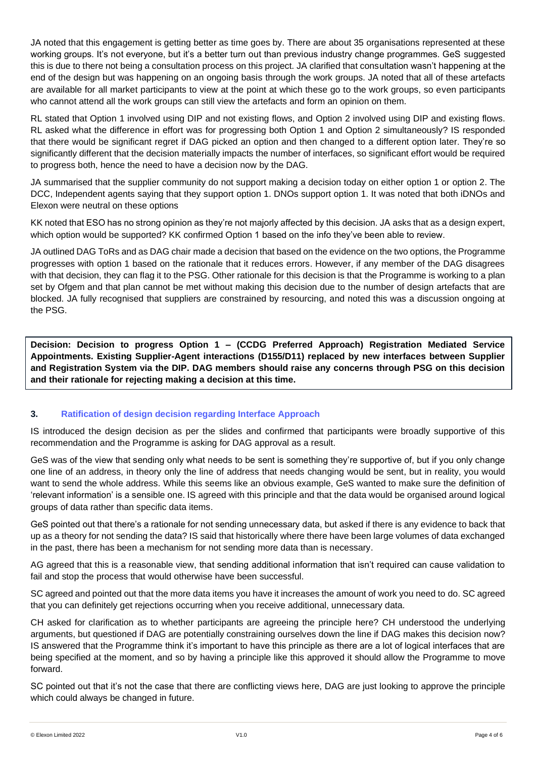JA noted that this engagement is getting better as time goes by. There are about 35 organisations represented at these working groups. It's not everyone, but it's a better turn out than previous industry change programmes. GeS suggested this is due to there not being a consultation process on this project. JA clarified that consultation wasn't happening at the end of the design but was happening on an ongoing basis through the work groups. JA noted that all of these artefacts are available for all market participants to view at the point at which these go to the work groups, so even participants who cannot attend all the work groups can still view the artefacts and form an opinion on them.

RL stated that Option 1 involved using DIP and not existing flows, and Option 2 involved using DIP and existing flows. RL asked what the difference in effort was for progressing both Option 1 and Option 2 simultaneously? IS responded that there would be significant regret if DAG picked an option and then changed to a different option later. They're so significantly different that the decision materially impacts the number of interfaces, so significant effort would be required to progress both, hence the need to have a decision now by the DAG.

JA summarised that the supplier community do not support making a decision today on either option 1 or option 2. The DCC, Independent agents saying that they support option 1. DNOs support option 1. It was noted that both iDNOs and Elexon were neutral on these options

KK noted that ESO has no strong opinion as they're not majorly affected by this decision. JA asks that as a design expert, which option would be supported? KK confirmed Option 1 based on the info they've been able to review.

JA outlined DAG ToRs and as DAG chair made a decision that based on the evidence on the two options, the Programme progresses with option 1 based on the rationale that it reduces errors. However, if any member of the DAG disagrees with that decision, they can flag it to the PSG. Other rationale for this decision is that the Programme is working to a plan set by Ofgem and that plan cannot be met without making this decision due to the number of design artefacts that are blocked. JA fully recognised that suppliers are constrained by resourcing, and noted this was a discussion ongoing at the PSG.

**Decision: Decision to progress Option 1 – (CCDG Preferred Approach) Registration Mediated Service Appointments. Existing Supplier-Agent interactions (D155/D11) replaced by new interfaces between Supplier and Registration System via the DIP. DAG members should raise any concerns through PSG on this decision and their rationale for rejecting making a decision at this time.**

## 3. Ratification of design decision regarding Interface Approach

IS introduced the design decision as per the slides and confirmed that participants were broadly supportive of this recommendation and the Programme is asking for DAG approval as a result.

GeS was of the view that sending only what needs to be sent is something they're supportive of, but if you only change one line of an address, in theory only the line of address that needs changing would be sent, but in reality, you would want to send the whole address. While this seems like an obvious example, GeS wanted to make sure the definition of 'relevant information' is a sensible one. IS agreed with this principle and that the data would be organised around logical groups of data rather than specific data items.

GeS pointed out that there's a rationale for not sending unnecessary data, but asked if there is any evidence to back that up as a theory for not sending the data? IS said that historically where there have been large volumes of data exchanged in the past, there has been a mechanism for not sending more data than is necessary.

AG agreed that this is a reasonable view, that sending additional information that isn't required can cause validation to fail and stop the process that would otherwise have been successful.

SC agreed and pointed out that the more data items you have it increases the amount of work you need to do. SC agreed that you can definitely get rejections occurring when you receive additional, unnecessary data.

CH asked for clarification as to whether participants are agreeing the principle here? CH understood the underlying arguments, but questioned if DAG are potentially constraining ourselves down the line if DAG makes this decision now? IS answered that the Programme think it's important to have this principle as there are a lot of logical interfaces that are being specified at the moment, and so by having a principle like this approved it should allow the Programme to move forward.

SC pointed out that it's not the case that there are conflicting views here, DAG are just looking to approve the principle which could always be changed in future.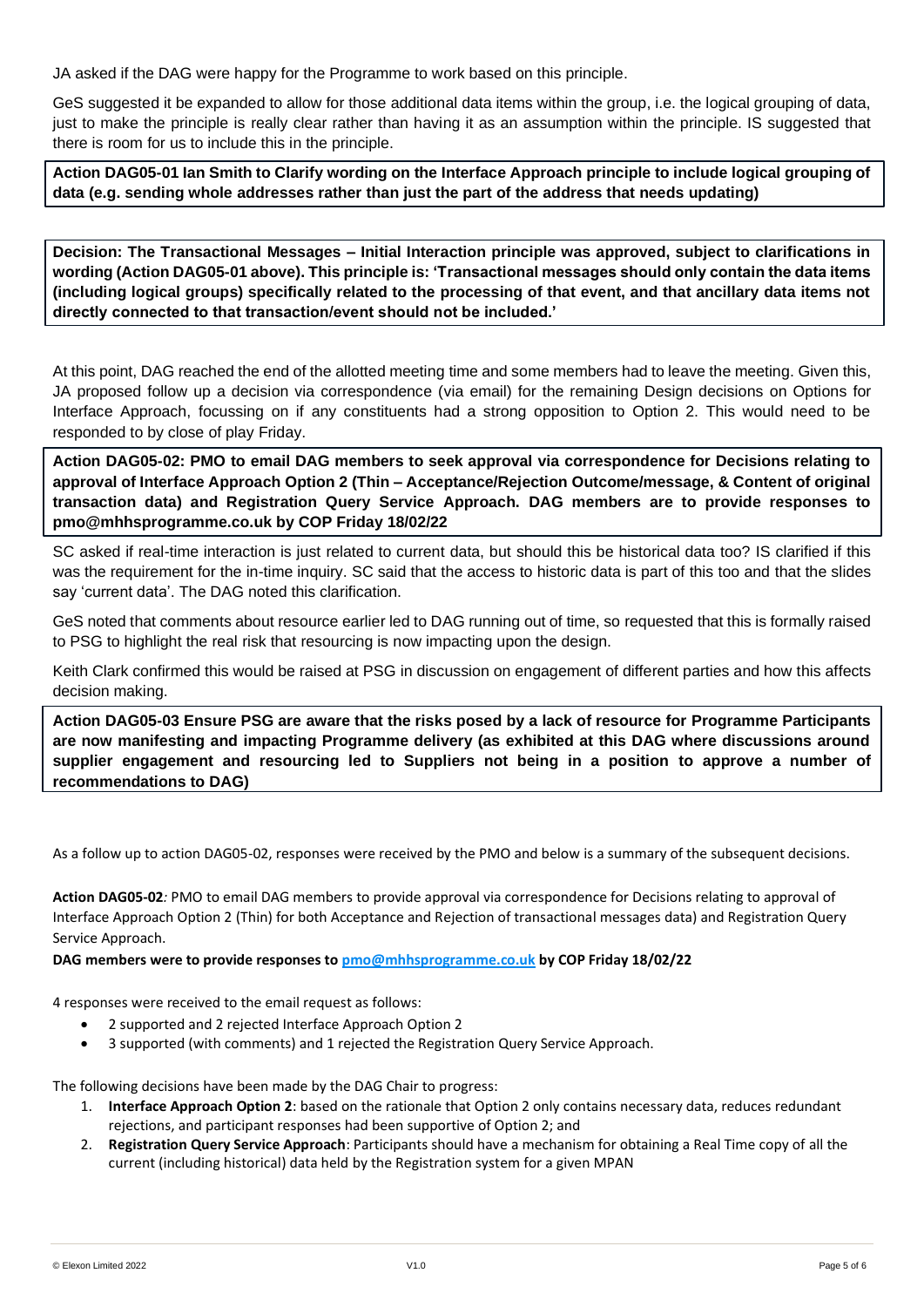JA asked if the DAG were happy for the Programme to work based on this principle.

GeS suggested it be expanded to allow for those additional data items within the group, i.e. the logical grouping of data, just to make the principle is really clear rather than having it as an assumption within the principle. IS suggested that there is room for us to include this in the principle.

**Action DAG05-01 Ian Smith to Clarify wording on the Interface Approach principle to include logical grouping of data (e.g. sending whole addresses rather than just the part of the address that needs updating)**

**Decision: The Transactional Messages – Initial Interaction principle was approved, subject to clarifications in wording (Action DAG05-01 above). This principle is: 'Transactional messages should only contain the data items (including logical groups) specifically related to the processing of that event, and that ancillary data items not directly connected to that transaction/event should not be included.'**

At this point, DAG reached the end of the allotted meeting time and some members had to leave the meeting. Given this, JA proposed follow up a decision via correspondence (via email) for the remaining Design decisions on Options for Interface Approach, focussing on if any constituents had a strong opposition to Option 2. This would need to be responded to by close of play Friday.

**Action DAG05-02: PMO to email DAG members to seek approval via correspondence for Decisions relating to approval of Interface Approach Option 2 (Thin – Acceptance/Rejection Outcome/message, & Content of original transaction data) and Registration Query Service Approach. DAG members are to provide responses to pmo@mhhsprogramme.co.uk by COP Friday 18/02/22**

SC asked if real-time interaction is just related to current data, but should this be historical data too? IS clarified if this was the requirement for the in-time inquiry. SC said that the access to historic data is part of this too and that the slides say 'current data'. The DAG noted this clarification.

GeS noted that comments about resource earlier led to DAG running out of time, so requested that this is formally raised to PSG to highlight the real risk that resourcing is now impacting upon the design.

Keith Clark confirmed this would be raised at PSG in discussion on engagement of different parties and how this affects decision making.

**Action DAG05-03 Ensure PSG are aware that the risks posed by a lack of resource for Programme Participants are now manifesting and impacting Programme delivery (as exhibited at this DAG where discussions around supplier engagement and resourcing led to Suppliers not being in a position to approve a number of recommendations to DAG)**

As a follow up to action DAG05-02, responses were received by the PMO and below is a summary of the subsequent decisions.

**Action DAG05-02***:* PMO to email DAG members to provide approval via correspondence for Decisions relating to approval of Interface Approach Option 2 (Thin) for both Acceptance and Rejection of transactional messages data) and Registration Query Service Approach.

**DAG members were to provide responses to pmo@mhhsprogramme.co.uk by COP Friday 18/02/22**

4 responses were received to the email request as follows:

- 2 supported and 2 rejected Interface Approach Option 2
- 3 supported (with comments) and 1 rejected the Registration Query Service Approach.

The following decisions have been made by the DAG Chair to progress:

1. **Interface Approach Option 2**: based on the rationale that Option 2 only contains necessary data, reduces redundant rejections, and participant responses had been supportive of Option 2; and
2. **Registration Query Service Approach**: Participants should have a mechanism for obtaining a Real Time copy of all the current (including historical) data held by the Registration system for a given MPAN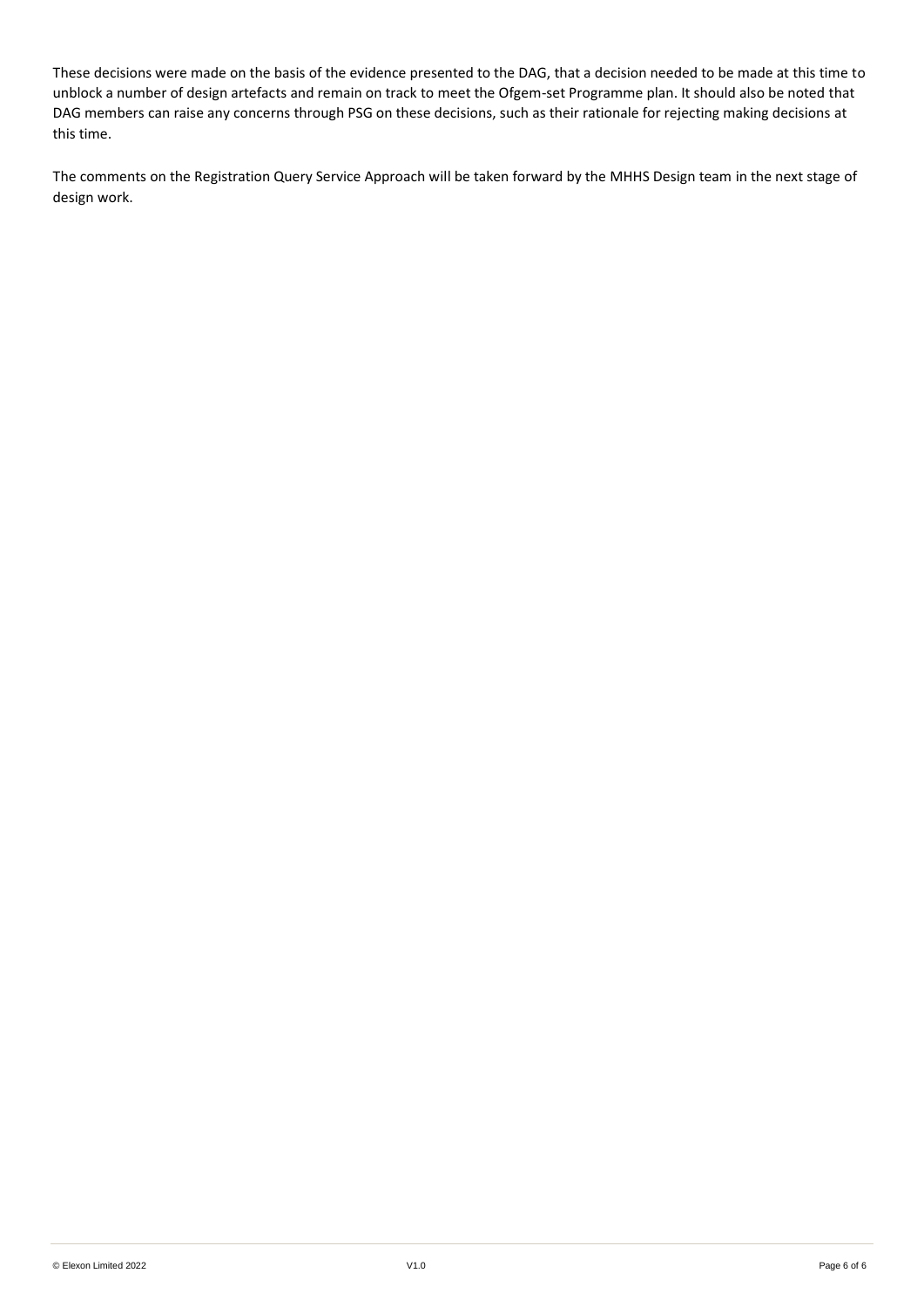These decisions were made on the basis of the evidence presented to the DAG, that a decision needed to be made at this time to unblock a number of design artefacts and remain on track to meet the Ofgem-set Programme plan. It should also be noted that DAG members can raise any concerns through PSG on these decisions, such as their rationale for rejecting making decisions at this time.

The comments on the Registration Query Service Approach will be taken forward by the MHHS Design team in the next stage of design work.